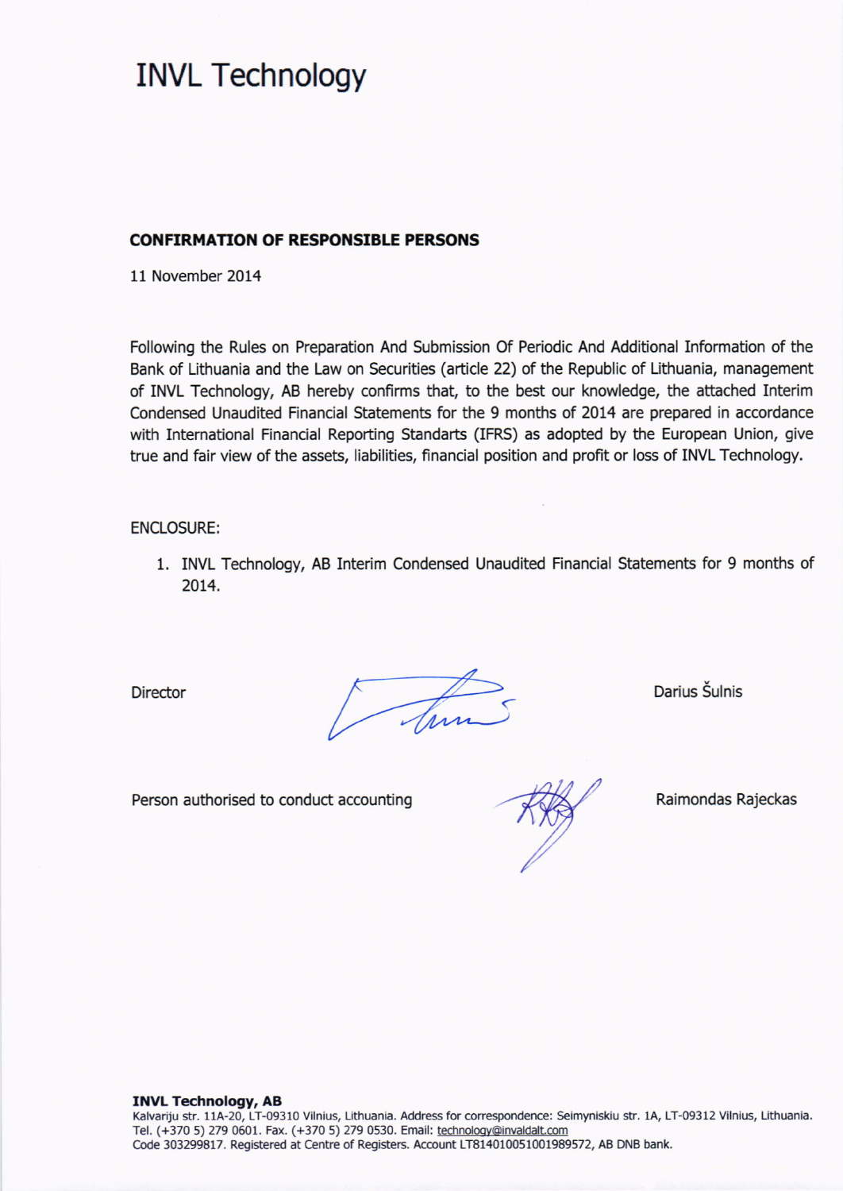# INVL Technology

**CONFIRMATION OF RESPONSIBLE PERSONS**

11 November 2014

Following the Rules on Preparation And Submission Of Periodic And Additional Information of the Bank of Lithuania and the Law on Securities (article 22) of the Republic of Lithuania, management of INVL Technology, AB hereby confirms that, to the best our knowledge, the attached Interim Condensed Unaudited Financial Statements for the 9 months of 2014 are prepared in accordance with International Financial Reporting Standarts (IFRS) as adopted by the European Union, give true and fair view of the assets, liabilities, financial position and profit or loss of INVL Technology.

ENCLOSURE:

1. INVL Technology, AB Interim Condensed Unaudited Financial Statements for 9 months of 2014.

Director — Darius Šulnis

Person authorised to conduct accounting — Raimondas Rajeckas

**INVL Technology, AB**
Kalvariju str. 11A-20, LT-09310 Vilnius, Lithuania. Address for correspondence: Seimyniskiu str. 1A, LT-09312 Vilnius, Lithuania.
Tel. (+370 5) 279 0601. Fax. (+370 5) 279 0530. Email: technology@invaldalt.com
Code 303299817. Registered at Centre of Registers. Account LT814010051001989572, AB DNB bank.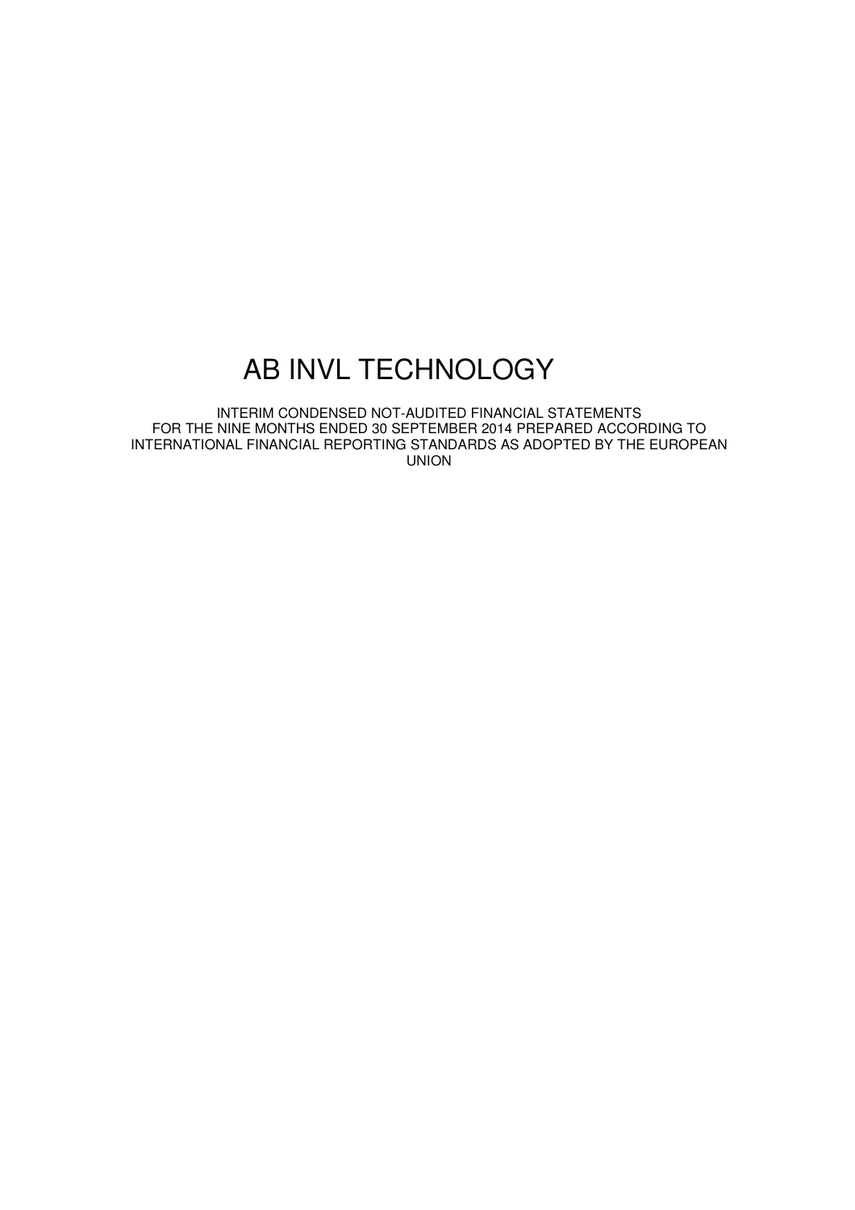# AB INVL TECHNOLOGY

INTERIM CONDENSED NOT-AUDITED FINANCIAL STATEMENTS
FOR THE NINE MONTHS ENDED 30 SEPTEMBER 2014 PREPARED ACCORDING TO
INTERNATIONAL FINANCIAL REPORTING STANDARDS AS ADOPTED BY THE EUROPEAN
UNION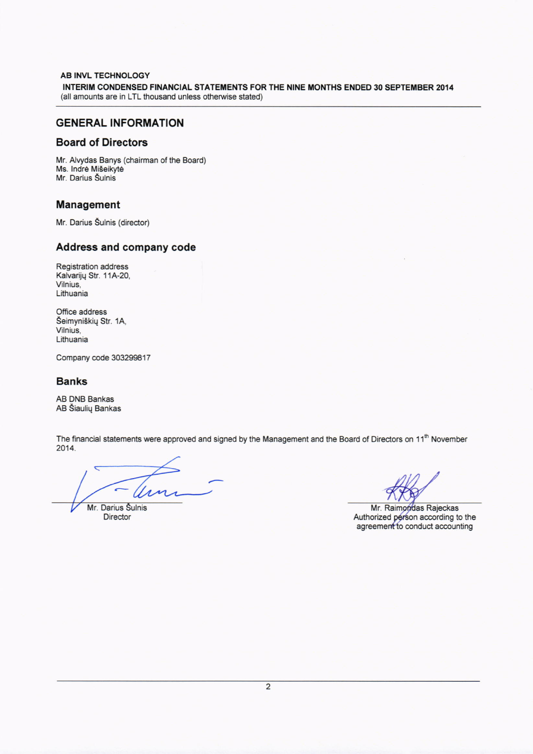## GENERAL INFORMATION

### Board of Directors

Mr. Alvydas Banys (chairman of the Board)
Ms. Indrė Mišeikytė
Mr. Darius Šulnis

### Management

Mr. Darius Šulnis (director)

### Address and company code

Registration address
Kalvarijų Str. 11A-20,
Vilnius,
Lithuania

Office address
Šeimyniškių Str. 1A,
Vilnius,
Lithuania

Company code 303299817

### Banks

AB DNB Bankas
AB Šiaulių Bankas

The financial statements were approved and signed by the Management and the Board of Directors on 11th November 2014.

Mr. Darius Šulnis
Director

Mr. Raimondas Rajeckas
Authorized person according to the agreement to conduct accounting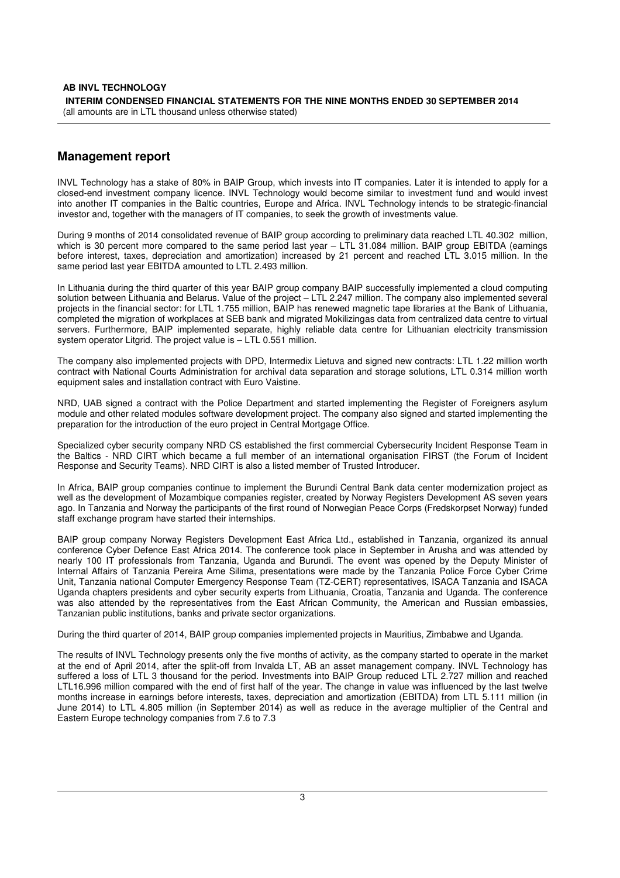## Management report

INVL Technology has a stake of 80% in BAIP Group, which invests into IT companies. Later it is intended to apply for a closed-end investment company licence. INVL Technology would become similar to investment fund and would invest into another IT companies in the Baltic countries, Europe and Africa. INVL Technology intends to be strategic-financial investor and, together with the managers of IT companies, to seek the growth of investments value.

During 9 months of 2014 consolidated revenue of BAIP group according to preliminary data reached LTL 40.302 million, which is 30 percent more compared to the same period last year – LTL 31.084 million. BAIP group EBITDA (earnings before interest, taxes, depreciation and amortization) increased by 21 percent and reached LTL 3.015 million. In the same period last year EBITDA amounted to LTL 2.493 million.

In Lithuania during the third quarter of this year BAIP group company BAIP successfully implemented a cloud computing solution between Lithuania and Belarus. Value of the project – LTL 2.247 million. The company also implemented several projects in the financial sector: for LTL 1.755 million, BAIP has renewed magnetic tape libraries at the Bank of Lithuania, completed the migration of workplaces at SEB bank and migrated Mokilizingas data from centralized data centre to virtual servers. Furthermore, BAIP implemented separate, highly reliable data centre for Lithuanian electricity transmission system operator Litgrid. The project value is – LTL 0.551 million.

The company also implemented projects with DPD, Intermedix Lietuva and signed new contracts: LTL 1.22 million worth contract with National Courts Administration for archival data separation and storage solutions, LTL 0.314 million worth equipment sales and installation contract with Euro Vaistine.

NRD, UAB signed a contract with the Police Department and started implementing the Register of Foreigners asylum module and other related modules software development project. The company also signed and started implementing the preparation for the introduction of the euro project in Central Mortgage Office.

Specialized cyber security company NRD CS established the first commercial Cybersecurity Incident Response Team in the Baltics - NRD CIRT which became a full member of an international organisation FIRST (the Forum of Incident Response and Security Teams). NRD CIRT is also a listed member of Trusted Introducer.

In Africa, BAIP group companies continue to implement the Burundi Central Bank data center modernization project as well as the development of Mozambique companies register, created by Norway Registers Development AS seven years ago. In Tanzania and Norway the participants of the first round of Norwegian Peace Corps (Fredskorpset Norway) funded staff exchange program have started their internships.

BAIP group company Norway Registers Development East Africa Ltd., established in Tanzania, organized its annual conference Cyber Defence East Africa 2014. The conference took place in September in Arusha and was attended by nearly 100 IT professionals from Tanzania, Uganda and Burundi. The event was opened by the Deputy Minister of Internal Affairs of Tanzania Pereira Ame Silima, presentations were made by the Tanzania Police Force Cyber Crime Unit, Tanzania national Computer Emergency Response Team (TZ-CERT) representatives, ISACA Tanzania and ISACA Uganda chapters presidents and cyber security experts from Lithuania, Croatia, Tanzania and Uganda. The conference was also attended by the representatives from the East African Community, the American and Russian embassies, Tanzanian public institutions, banks and private sector organizations.

During the third quarter of 2014, BAIP group companies implemented projects in Mauritius, Zimbabwe and Uganda.

The results of INVL Technology presents only the five months of activity, as the company started to operate in the market at the end of April 2014, after the split-off from Invalda LT, AB an asset management company. INVL Technology has suffered a loss of LTL 3 thousand for the period. Investments into BAIP Group reduced LTL 2.727 million and reached LTL16.996 million compared with the end of first half of the year. The change in value was influenced by the last twelve months increase in earnings before interests, taxes, depreciation and amortization (EBITDA) from LTL 5.111 million (in June 2014) to LTL 4.805 million (in September 2014) as well as reduce in the average multiplier of the Central and Eastern Europe technology companies from 7.6 to 7.3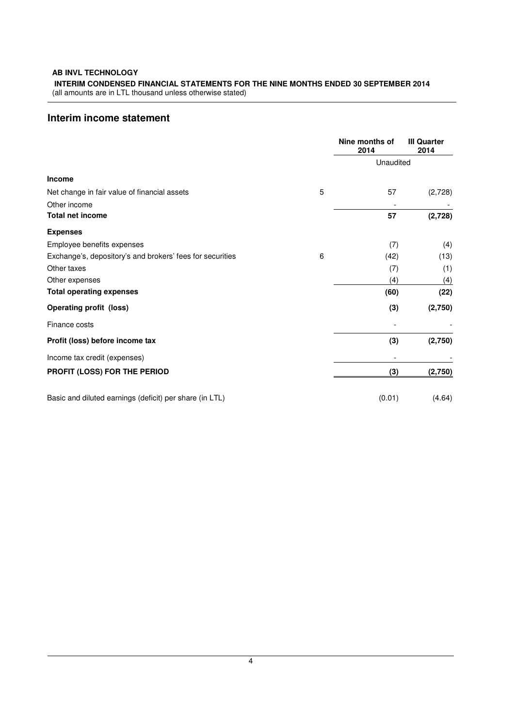**AB INVL TECHNOLOGY**

**INTERIM CONDENSED FINANCIAL STATEMENTS FOR THE NINE MONTHS ENDED 30 SEPTEMBER 2014**

(all amounts are in LTL thousand unless otherwise stated)

## Interim income statement

| | | Nine months of 2014 | III Quarter 2014 |
|---|---|---|---|
| | | Unaudited | |
| **Income** | | | |
| Net change in fair value of financial assets | 5 | 57 | (2,728) |
| Other income | | - | - |
| **Total net income** | | **57** | **(2,728)** |
| **Expenses** | | | |
| Employee benefits expenses | | (7) | (4) |
| Exchange's, depository's and brokers' fees for securities | 6 | (42) | (13) |
| Other taxes | | (7) | (1) |
| Other expenses | | (4) | (4) |
| **Total operating expenses** | | **(60)** | **(22)** |
| **Operating profit (loss)** | | **(3)** | **(2,750)** |
| Finance costs | | - | - |
| **Profit (loss) before income tax** | | **(3)** | **(2,750)** |
| Income tax credit (expenses) | | - | - |
| **PROFIT (LOSS) FOR THE PERIOD** | | **(3)** | **(2,750)** |
| Basic and diluted earnings (deficit) per share (in LTL) | | (0.01) | (4.64) |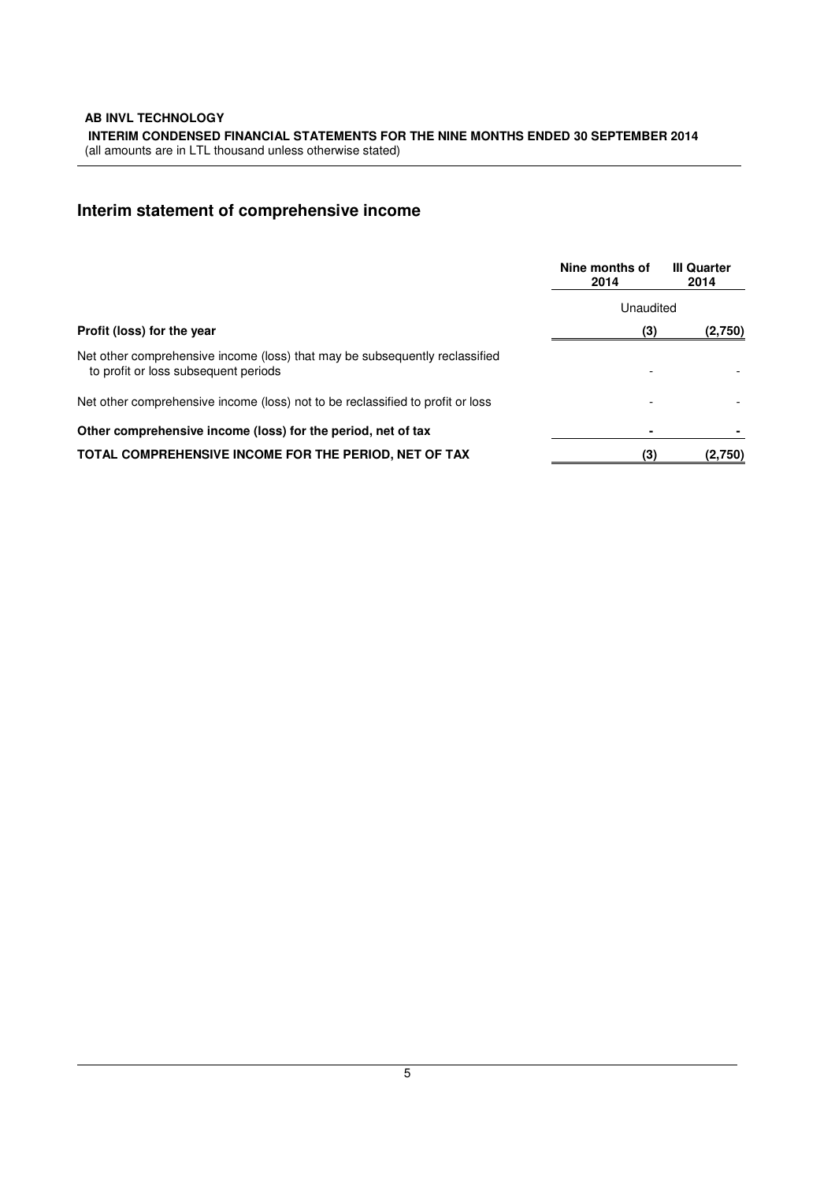## Interim statement of comprehensive income

| | Nine months of 2014 | III Quarter 2014 |
|---|---|---|
| | Unaudited | |
| **Profit (loss) for the year** | **(3)** | **(2,750)** |
| Net other comprehensive income (loss) that may be subsequently reclassified to profit or loss subsequent periods | - | - |
| Net other comprehensive income (loss) not to be reclassified to profit or loss | - | - |
| **Other comprehensive income (loss) for the period, net of tax** | **-** | **-** |
| **TOTAL COMPREHENSIVE INCOME FOR THE PERIOD, NET OF TAX** | **(3)** | **(2,750)** |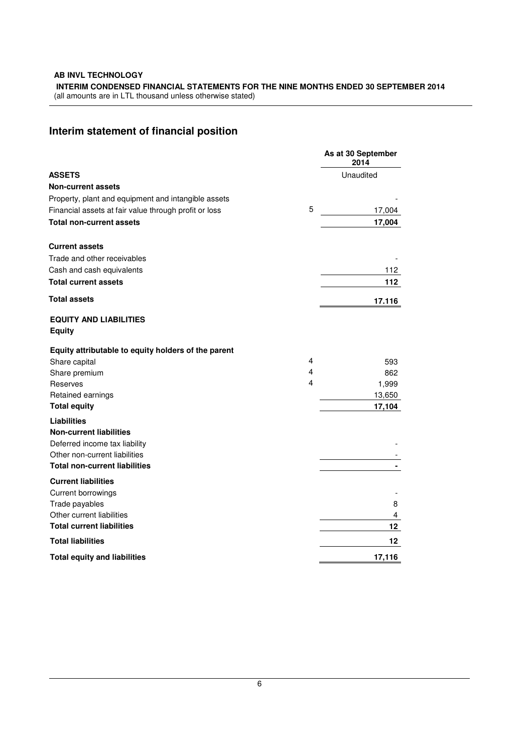## Interim statement of financial position

| | | As at 30 September 2014 |
|---|---|---|
| **ASSETS** | | Unaudited |
| **Non-current assets** | | |
| Property, plant and equipment and intangible assets | | - |
| Financial assets at fair value through profit or loss | 5 | 17,004 |
| **Total non-current assets** | | **17,004** |
| **Current assets** | | |
| Trade and other receivables | | - |
| Cash and cash equivalents | | 112 |
| **Total current assets** | | **112** |
| **Total assets** | | **17.116** |
| **EQUITY AND LIABILITIES** | | |
| **Equity** | | |
| **Equity attributable to equity holders of the parent** | | |
| Share capital | 4 | 593 |
| Share premium | 4 | 862 |
| Reserves | 4 | 1,999 |
| Retained earnings | | 13,650 |
| **Total equity** | | **17,104** |
| **Liabilities** | | |
| **Non-current liabilities** | | |
| Deferred income tax liability | | - |
| Other non-current liabilities | | - |
| **Total non-current liabilities** | | **-** |
| **Current liabilities** | | |
| Current borrowings | | - |
| Trade payables | | 8 |
| Other current liabilities | | 4 |
| **Total current liabilities** | | **12** |
| **Total liabilities** | | **12** |
| **Total equity and liabilities** | | **17,116** |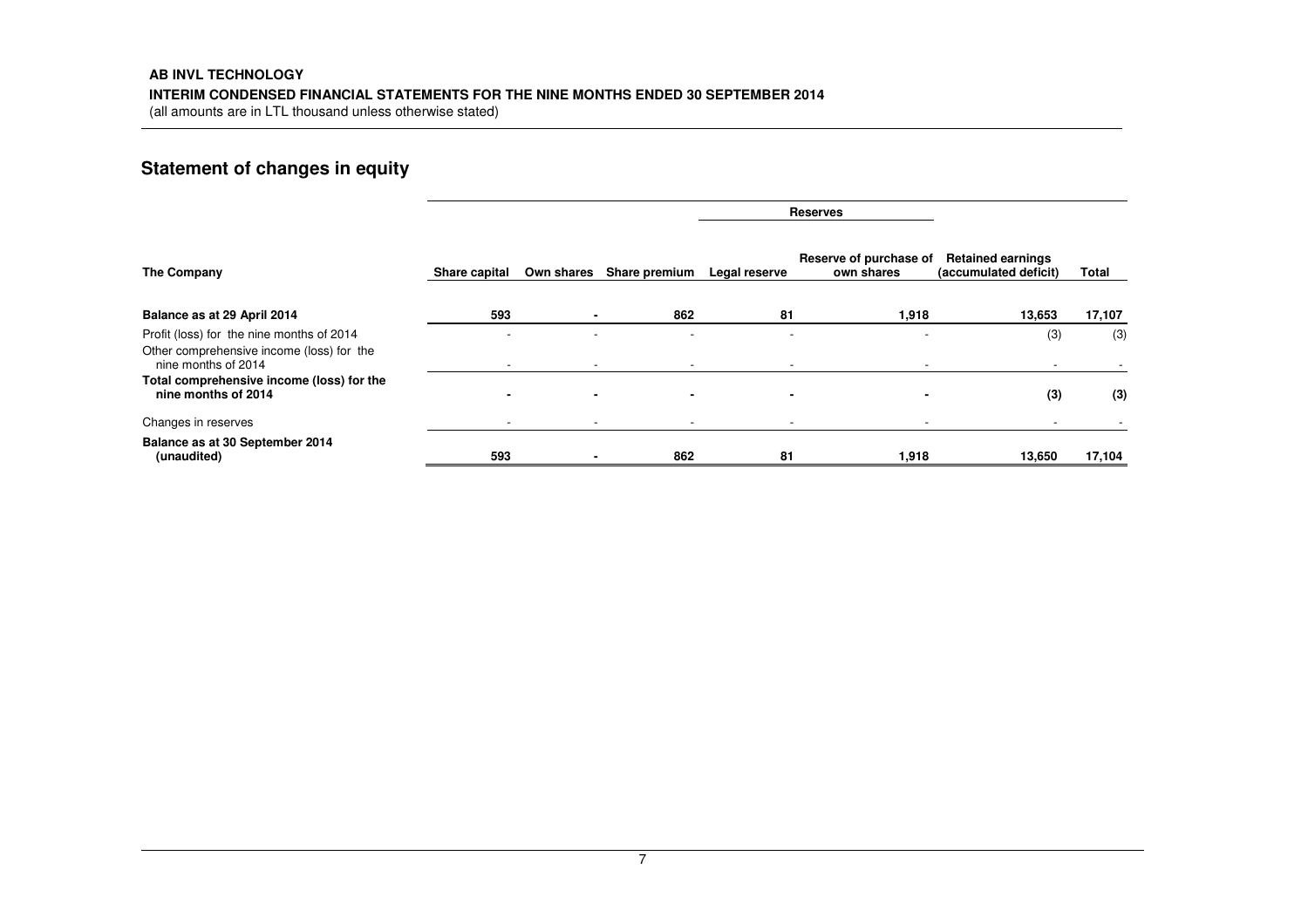## Statement of changes in equity

| The Company | Share capital | Own shares | Share premium | Reserves | | Retained earnings (accumulated deficit) | Total |
|---|---|---|---|---|---|---|---|
| | | | | Legal reserve | Reserve of purchase of own shares | | |
| **Balance as at 29 April 2014** | **593** | **-** | **862** | **81** | **1,918** | **13,653** | **17,107** |
| Profit (loss) for the nine months of 2014 | - | - | - | - | - | (3) | (3) |
| Other comprehensive income (loss) for the nine months of 2014 | - | - | - | - | - | - | - |
| **Total comprehensive income (loss) for the nine months of 2014** | **-** | **-** | **-** | **-** | **-** | **(3)** | **(3)** |
| Changes in reserves | - | - | - | - | - | - | - |
| **Balance as at 30 September 2014 (unaudited)** | **593** | **-** | **862** | **81** | **1,918** | **13,650** | **17,104** |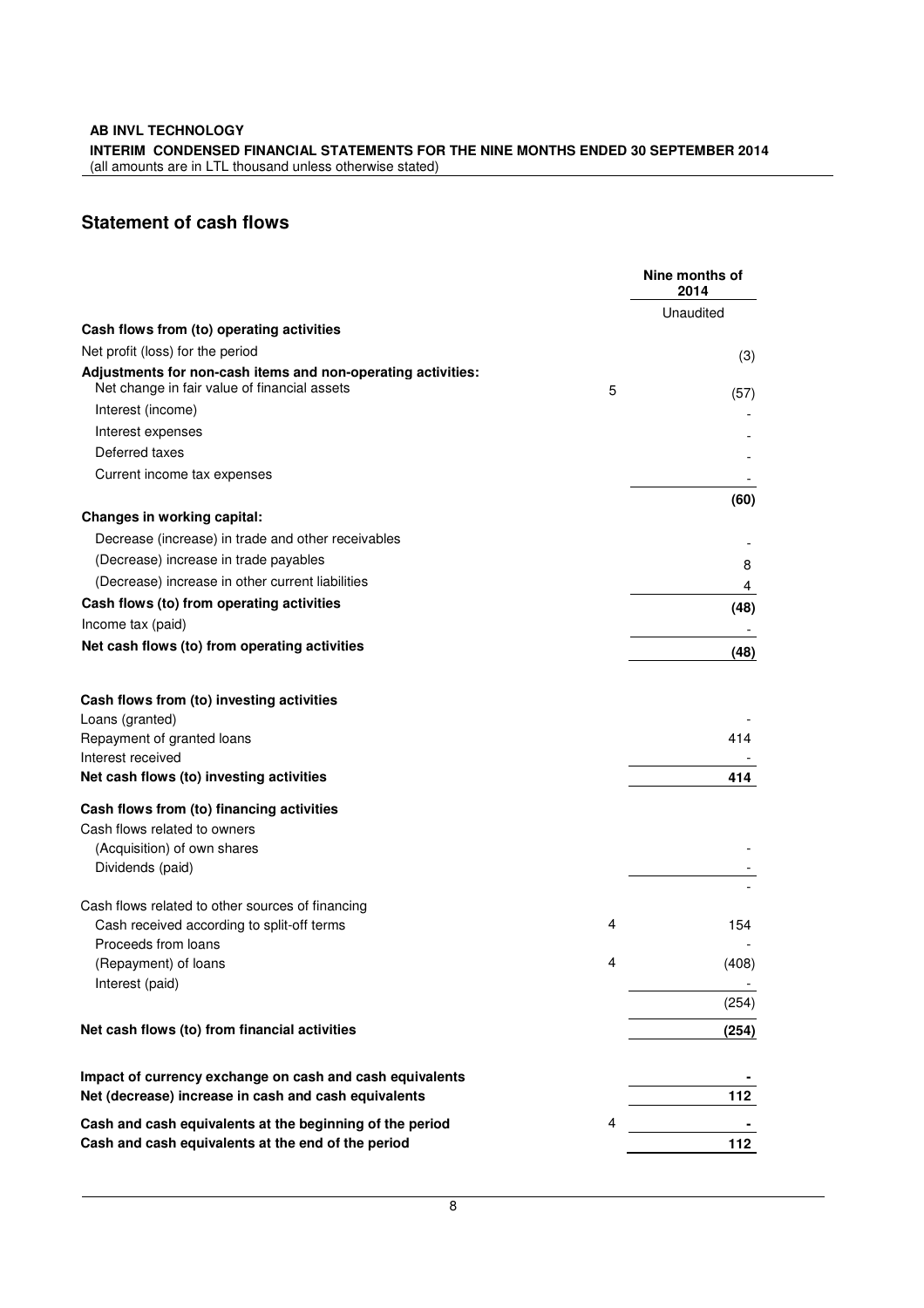**AB INVL TECHNOLOGY**
**INTERIM CONDENSED FINANCIAL STATEMENTS FOR THE NINE MONTHS ENDED 30 SEPTEMBER 2014**
(all amounts are in LTL thousand unless otherwise stated)

## Statement of cash flows

| | | Nine months of 2014 |
|---|---|---|
| | | Unaudited |
| **Cash flows from (to) operating activities** | | |
| Net profit (loss) for the period | | (3) |
| **Adjustments for non-cash items and non-operating activities:** | | |
| Net change in fair value of financial assets | 5 | (57) |
| Interest (income) | | - |
| Interest expenses | | - |
| Deferred taxes | | - |
| Current income tax expenses | | - |
| | | **(60)** |
| **Changes in working capital:** | | |
| Decrease (increase) in trade and other receivables | | - |
| (Decrease) increase in trade payables | | 8 |
| (Decrease) increase in other current liabilities | | 4 |
| **Cash flows (to) from operating activities** | | **(48)** |
| Income tax (paid) | | - |
| **Net cash flows (to) from operating activities** | | **(48)** |
| | | |
| **Cash flows from (to) investing activities** | | |
| Loans (granted) | | - |
| Repayment of granted loans | | 414 |
| Interest received | | - |
| **Net cash flows (to) investing activities** | | **414** |
| | | |
| **Cash flows from (to) financing activities** | | |
| Cash flows related to owners | | |
| (Acquisition) of own shares | | - |
| Dividends (paid) | | - |
| | | - |
| Cash flows related to other sources of financing | | |
| Cash received according to split-off terms | 4 | 154 |
| Proceeds from loans | | - |
| (Repayment) of loans | 4 | (408) |
| Interest (paid) | | - |
| | | (254) |
| **Net cash flows (to) from financial activities** | | **(254)** |
| | | |
| **Impact of currency exchange on cash and cash equivalents** | | **-** |
| **Net (decrease) increase in cash and cash equivalents** | | **112** |
| **Cash and cash equivalents at the beginning of the period** | 4 | **-** |
| **Cash and cash equivalents at the end of the period** | | **112** |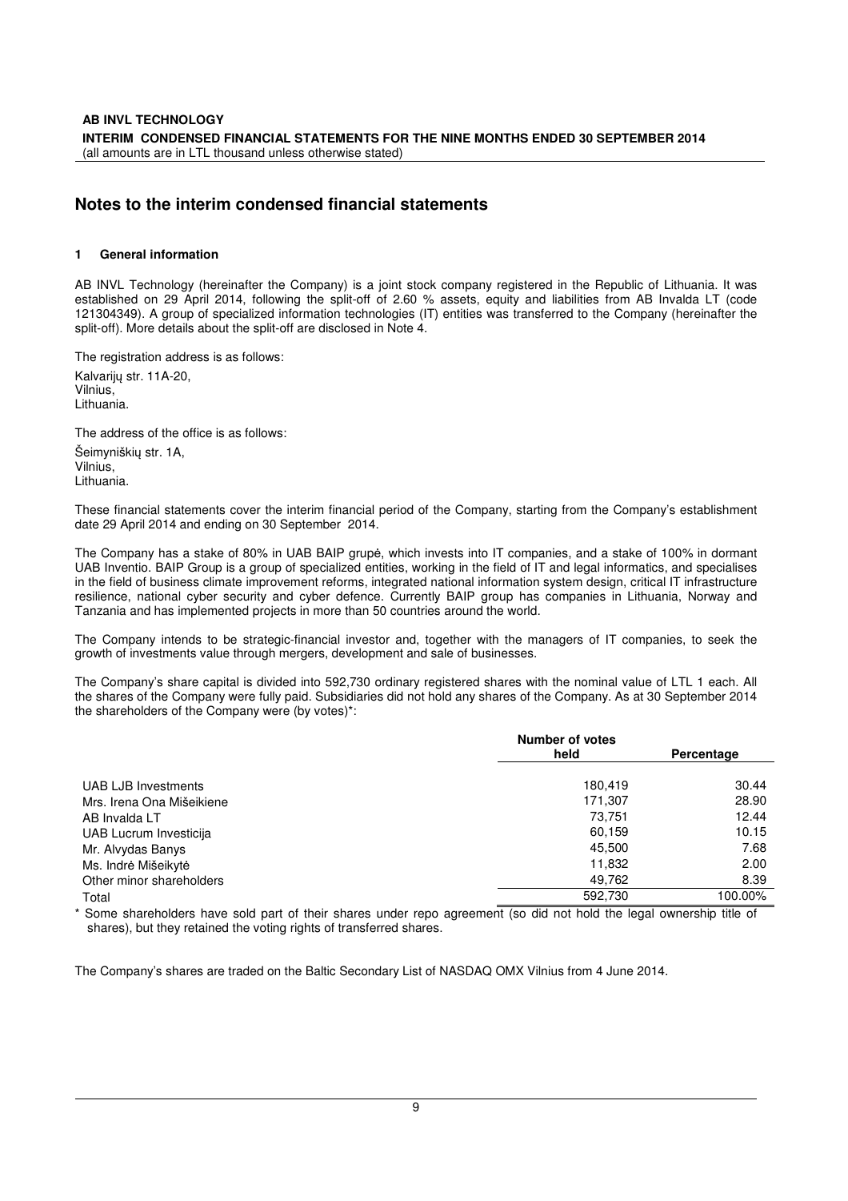# Notes to the interim condensed financial statements

### 1 General information

AB INVL Technology (hereinafter the Company) is a joint stock company registered in the Republic of Lithuania. It was established on 29 April 2014, following the split-off of 2.60 % assets, equity and liabilities from AB Invalda LT (code 121304349). A group of specialized information technologies (IT) entities was transferred to the Company (hereinafter the split-off). More details about the split-off are disclosed in Note 4.

The registration address is as follows:

Kalvarijų str. 11A-20,
Vilnius,
Lithuania.

The address of the office is as follows:

Šeimyniškių str. 1A,
Vilnius,
Lithuania.

These financial statements cover the interim financial period of the Company, starting from the Company's establishment date 29 April 2014 and ending on 30 September 2014.

The Company has a stake of 80% in UAB BAIP grupė, which invests into IT companies, and a stake of 100% in dormant UAB Inventio. BAIP Group is a group of specialized entities, working in the field of IT and legal informatics, and specialises in the field of business climate improvement reforms, integrated national information system design, critical IT infrastructure resilience, national cyber security and cyber defence. Currently BAIP group has companies in Lithuania, Norway and Tanzania and has implemented projects in more than 50 countries around the world.

The Company intends to be strategic-financial investor and, together with the managers of IT companies, to seek the growth of investments value through mergers, development and sale of businesses.

The Company's share capital is divided into 592,730 ordinary registered shares with the nominal value of LTL 1 each. All the shares of the Company were fully paid. Subsidiaries did not hold any shares of the Company. As at 30 September 2014 the shareholders of the Company were (by votes)*:

| | Number of votes held | Percentage |
|---|---|---|
| UAB LJB Investments | 180,419 | 30.44 |
| Mrs. Irena Ona Mišeikiene | 171,307 | 28.90 |
| AB Invalda LT | 73,751 | 12.44 |
| UAB Lucrum Investicija | 60,159 | 10.15 |
| Mr. Alvydas Banys | 45,500 | 7.68 |
| Ms. Indrė Mišeikytė | 11,832 | 2.00 |
| Other minor shareholders | 49,762 | 8.39 |
| Total | 592,730 | 100.00% |

\* Some shareholders have sold part of their shares under repo agreement (so did not hold the legal ownership title of shares), but they retained the voting rights of transferred shares.

The Company's shares are traded on the Baltic Secondary List of NASDAQ OMX Vilnius from 4 June 2014.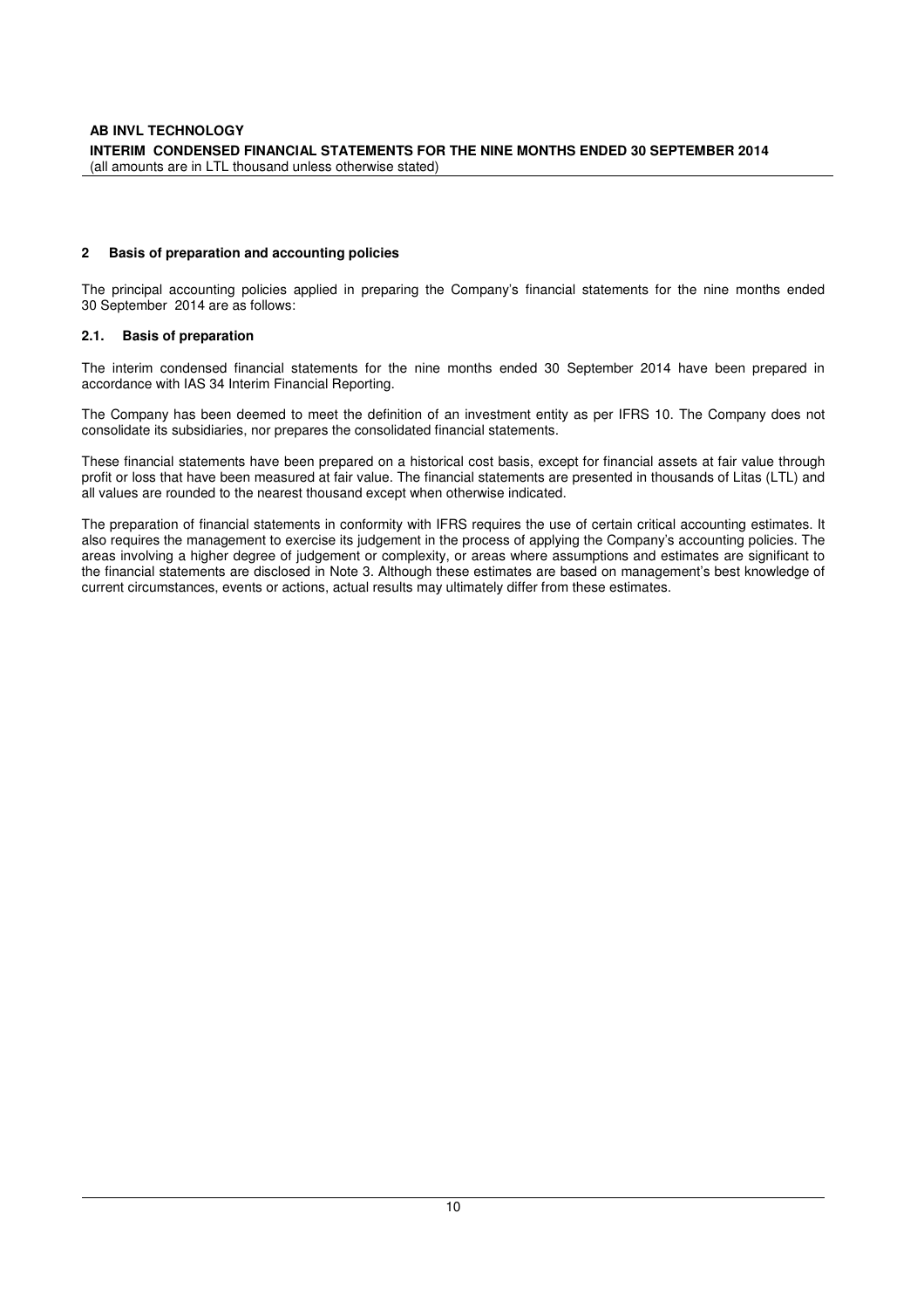## 2 Basis of preparation and accounting policies

The principal accounting policies applied in preparing the Company's financial statements for the nine months ended 30 September 2014 are as follows:

### 2.1. Basis of preparation

The interim condensed financial statements for the nine months ended 30 September 2014 have been prepared in accordance with IAS 34 Interim Financial Reporting.

The Company has been deemed to meet the definition of an investment entity as per IFRS 10. The Company does not consolidate its subsidiaries, nor prepares the consolidated financial statements.

These financial statements have been prepared on a historical cost basis, except for financial assets at fair value through profit or loss that have been measured at fair value. The financial statements are presented in thousands of Litas (LTL) and all values are rounded to the nearest thousand except when otherwise indicated.

The preparation of financial statements in conformity with IFRS requires the use of certain critical accounting estimates. It also requires the management to exercise its judgement in the process of applying the Company's accounting policies. The areas involving a higher degree of judgement or complexity, or areas where assumptions and estimates are significant to the financial statements are disclosed in Note 3. Although these estimates are based on management's best knowledge of current circumstances, events or actions, actual results may ultimately differ from these estimates.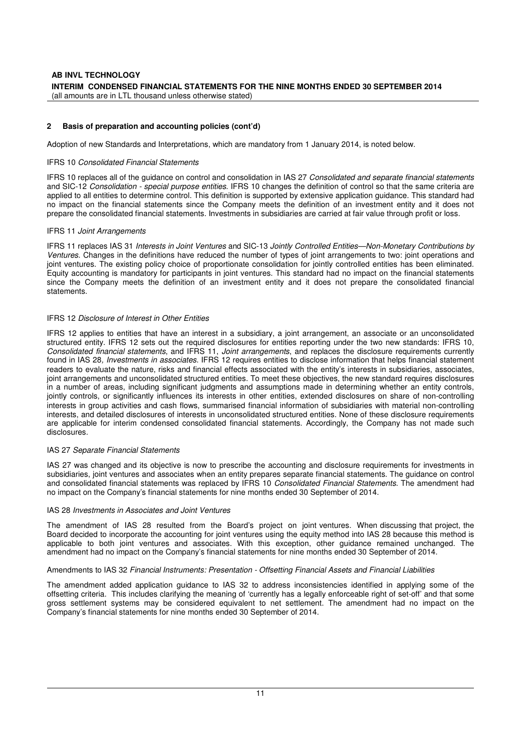## 2 Basis of preparation and accounting policies (cont'd)

Adoption of new Standards and Interpretations, which are mandatory from 1 January 2014, is noted below.

IFRS 10 *Consolidated Financial Statements*

IFRS 10 replaces all of the guidance on control and consolidation in IAS 27 *Consolidated and separate financial statements* and SIC-12 *Consolidation - special purpose entities*. IFRS 10 changes the definition of control so that the same criteria are applied to all entities to determine control. This definition is supported by extensive application guidance. This standard had no impact on the financial statements since the Company meets the definition of an investment entity and it does not prepare the consolidated financial statements. Investments in subsidiaries are carried at fair value through profit or loss.

IFRS 11 *Joint Arrangements*

IFRS 11 replaces IAS 31 *Interests in Joint Ventures* and SIC-13 *Jointly Controlled Entities—Non-Monetary Contributions by Ventures*. Changes in the definitions have reduced the number of types of joint arrangements to two: joint operations and joint ventures. The existing policy choice of proportionate consolidation for jointly controlled entities has been eliminated. Equity accounting is mandatory for participants in joint ventures. This standard had no impact on the financial statements since the Company meets the definition of an investment entity and it does not prepare the consolidated financial statements.

IFRS 12 *Disclosure of Interest in Other Entities*

IFRS 12 applies to entities that have an interest in a subsidiary, a joint arrangement, an associate or an unconsolidated structured entity. IFRS 12 sets out the required disclosures for entities reporting under the two new standards: IFRS 10, *Consolidated financial statements*, and IFRS 11, *Joint arrangements*, and replaces the disclosure requirements currently found in IAS 28*, Investments in associates*. IFRS 12 requires entities to disclose information that helps financial statement readers to evaluate the nature, risks and financial effects associated with the entity's interests in subsidiaries, associates, joint arrangements and unconsolidated structured entities. To meet these objectives, the new standard requires disclosures in a number of areas, including significant judgments and assumptions made in determining whether an entity controls, jointly controls, or significantly influences its interests in other entities, extended disclosures on share of non-controlling interests in group activities and cash flows, summarised financial information of subsidiaries with material non-controlling interests, and detailed disclosures of interests in unconsolidated structured entities. None of these disclosure requirements are applicable for interim condensed consolidated financial statements. Accordingly, the Company has not made such disclosures.

IAS 27 *Separate Financial Statements*

IAS 27 was changed and its objective is now to prescribe the accounting and disclosure requirements for investments in subsidiaries, joint ventures and associates when an entity prepares separate financial statements. The guidance on control and consolidated financial statements was replaced by IFRS 10 *Consolidated Financial Statements.* The amendment had no impact on the Company's financial statements for nine months ended 30 September of 2014.

IAS 28 *Investments in Associates and Joint Ventures*

The amendment of IAS 28 resulted from the Board's project on joint ventures. When discussing that project, the Board decided to incorporate the accounting for joint ventures using the equity method into IAS 28 because this method is applicable to both joint ventures and associates. With this exception, other guidance remained unchanged. The amendment had no impact on the Company's financial statements for nine months ended 30 September of 2014.

Amendments to IAS 32 *Financial Instruments: Presentation - Offsetting Financial Assets and Financial Liabilities*

The amendment added application guidance to IAS 32 to address inconsistencies identified in applying some of the offsetting criteria. This includes clarifying the meaning of 'currently has a legally enforceable right of set-off' and that some gross settlement systems may be considered equivalent to net settlement. The amendment had no impact on the Company's financial statements for nine months ended 30 September of 2014.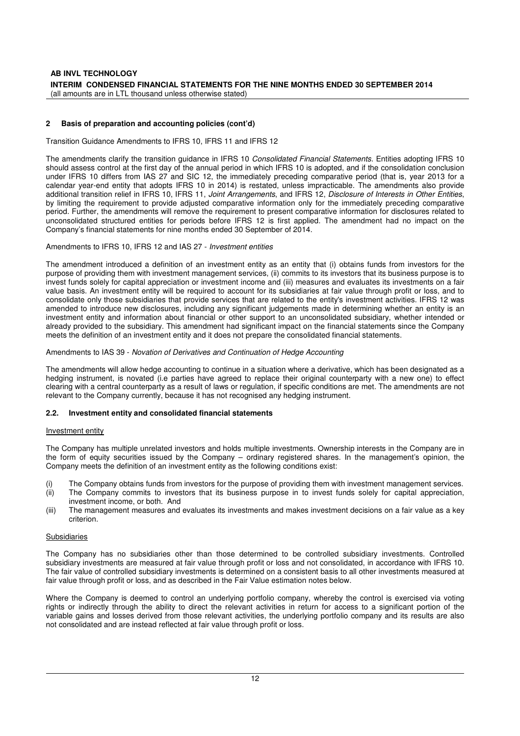## 2 Basis of preparation and accounting policies (cont'd)

Transition Guidance Amendments to IFRS 10, IFRS 11 and IFRS 12

The amendments clarify the transition guidance in IFRS 10 *Consolidated Financial Statements*. Entities adopting IFRS 10 should assess control at the first day of the annual period in which IFRS 10 is adopted, and if the consolidation conclusion under IFRS 10 differs from IAS 27 and SIC 12, the immediately preceding comparative period (that is, year 2013 for a calendar year-end entity that adopts IFRS 10 in 2014) is restated, unless impracticable. The amendments also provide additional transition relief in IFRS 10, IFRS 11, *Joint Arrangements*, and IFRS 12, *Disclosure of Interests in Other Entities*, by limiting the requirement to provide adjusted comparative information only for the immediately preceding comparative period. Further, the amendments will remove the requirement to present comparative information for disclosures related to unconsolidated structured entities for periods before IFRS 12 is first applied. The amendment had no impact on the Company's financial statements for nine months ended 30 September of 2014.

Amendments to IFRS 10, IFRS 12 and IAS 27 - *Investment entities*

The amendment introduced a definition of an investment entity as an entity that (i) obtains funds from investors for the purpose of providing them with investment management services, (ii) commits to its investors that its business purpose is to invest funds solely for capital appreciation or investment income and (iii) measures and evaluates its investments on a fair value basis. An investment entity will be required to account for its subsidiaries at fair value through profit or loss, and to consolidate only those subsidiaries that provide services that are related to the entity's investment activities. IFRS 12 was amended to introduce new disclosures, including any significant judgements made in determining whether an entity is an investment entity and information about financial or other support to an unconsolidated subsidiary, whether intended or already provided to the subsidiary. This amendment had significant impact on the financial statements since the Company meets the definition of an investment entity and it does not prepare the consolidated financial statements.

Amendments to IAS 39 - *Novation of Derivatives and Continuation of Hedge Accounting*

The amendments will allow hedge accounting to continue in a situation where a derivative, which has been designated as a hedging instrument, is novated (i.e parties have agreed to replace their original counterparty with a new one) to effect clearing with a central counterparty as a result of laws or regulation, if specific conditions are met. The amendments are not relevant to the Company currently, because it has not recognised any hedging instrument.

### 2.2. Investment entity and consolidated financial statements

Investment entity

The Company has multiple unrelated investors and holds multiple investments. Ownership interests in the Company are in the form of equity securities issued by the Company – ordinary registered shares. In the management's opinion, the Company meets the definition of an investment entity as the following conditions exist:

(i) The Company obtains funds from investors for the purpose of providing them with investment management services.
(ii) The Company commits to investors that its business purpose in to invest funds solely for capital appreciation, investment income, or both. And
(iii) The management measures and evaluates its investments and makes investment decisions on a fair value as a key criterion.

Subsidiaries

The Company has no subsidiaries other than those determined to be controlled subsidiary investments. Controlled subsidiary investments are measured at fair value through profit or loss and not consolidated, in accordance with IFRS 10. The fair value of controlled subsidiary investments is determined on a consistent basis to all other investments measured at fair value through profit or loss, and as described in the Fair Value estimation notes below.

Where the Company is deemed to control an underlying portfolio company, whereby the control is exercised via voting rights or indirectly through the ability to direct the relevant activities in return for access to a significant portion of the variable gains and losses derived from those relevant activities, the underlying portfolio company and its results are also not consolidated and are instead reflected at fair value through profit or loss.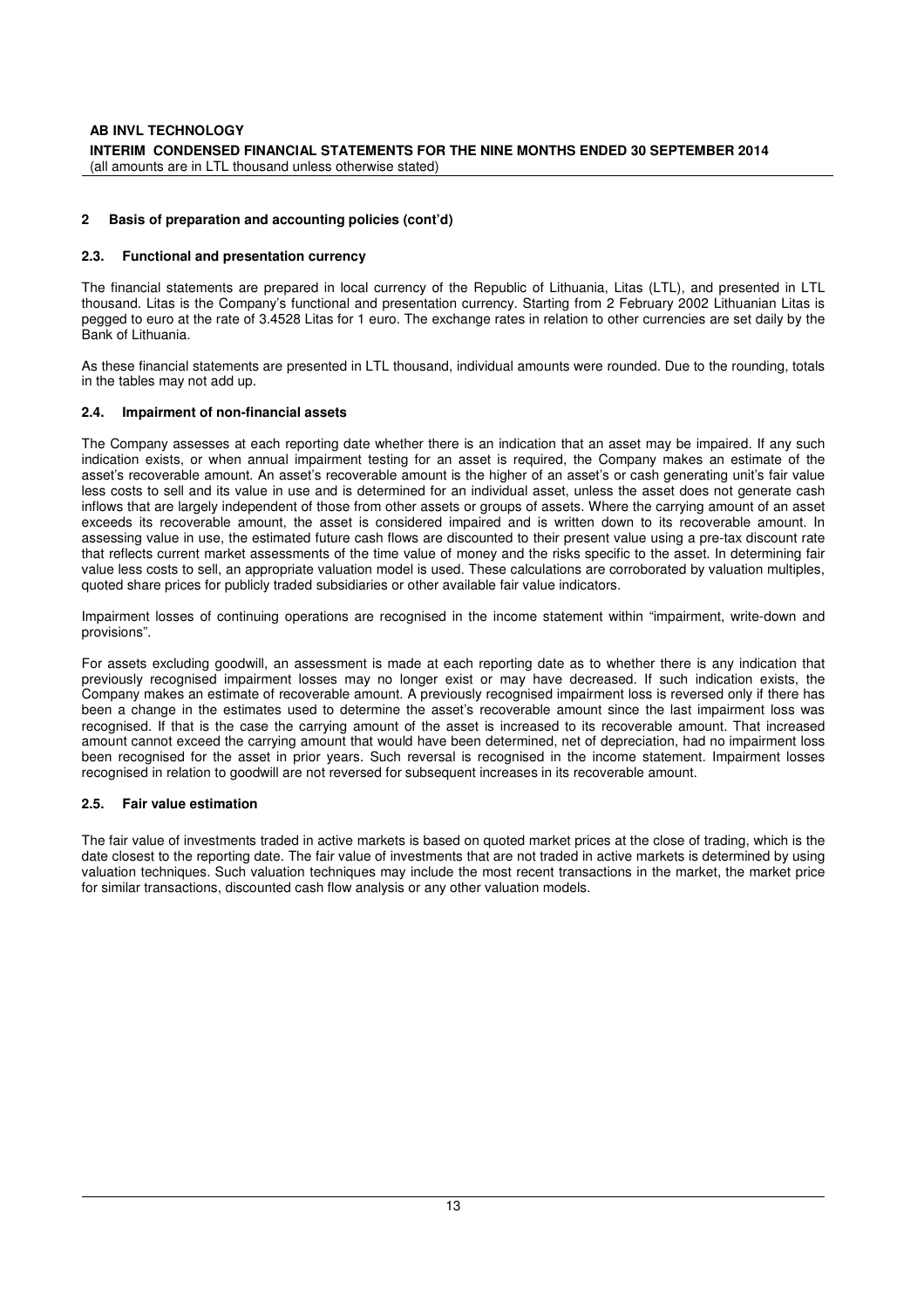## 2 Basis of preparation and accounting policies (cont'd)

### 2.3. Functional and presentation currency

The financial statements are prepared in local currency of the Republic of Lithuania, Litas (LTL), and presented in LTL thousand. Litas is the Company's functional and presentation currency. Starting from 2 February 2002 Lithuanian Litas is pegged to euro at the rate of 3.4528 Litas for 1 euro. The exchange rates in relation to other currencies are set daily by the Bank of Lithuania.

As these financial statements are presented in LTL thousand, individual amounts were rounded. Due to the rounding, totals in the tables may not add up.

### 2.4. Impairment of non-financial assets

The Company assesses at each reporting date whether there is an indication that an asset may be impaired. If any such indication exists, or when annual impairment testing for an asset is required, the Company makes an estimate of the asset's recoverable amount. An asset's recoverable amount is the higher of an asset's or cash generating unit's fair value less costs to sell and its value in use and is determined for an individual asset, unless the asset does not generate cash inflows that are largely independent of those from other assets or groups of assets. Where the carrying amount of an asset exceeds its recoverable amount, the asset is considered impaired and is written down to its recoverable amount. In assessing value in use, the estimated future cash flows are discounted to their present value using a pre-tax discount rate that reflects current market assessments of the time value of money and the risks specific to the asset. In determining fair value less costs to sell, an appropriate valuation model is used. These calculations are corroborated by valuation multiples, quoted share prices for publicly traded subsidiaries or other available fair value indicators.

Impairment losses of continuing operations are recognised in the income statement within "impairment, write-down and provisions".

For assets excluding goodwill, an assessment is made at each reporting date as to whether there is any indication that previously recognised impairment losses may no longer exist or may have decreased. If such indication exists, the Company makes an estimate of recoverable amount. A previously recognised impairment loss is reversed only if there has been a change in the estimates used to determine the asset's recoverable amount since the last impairment loss was recognised. If that is the case the carrying amount of the asset is increased to its recoverable amount. That increased amount cannot exceed the carrying amount that would have been determined, net of depreciation, had no impairment loss been recognised for the asset in prior years. Such reversal is recognised in the income statement. Impairment losses recognised in relation to goodwill are not reversed for subsequent increases in its recoverable amount.

### 2.5. Fair value estimation

The fair value of investments traded in active markets is based on quoted market prices at the close of trading, which is the date closest to the reporting date. The fair value of investments that are not traded in active markets is determined by using valuation techniques. Such valuation techniques may include the most recent transactions in the market, the market price for similar transactions, discounted cash flow analysis or any other valuation models.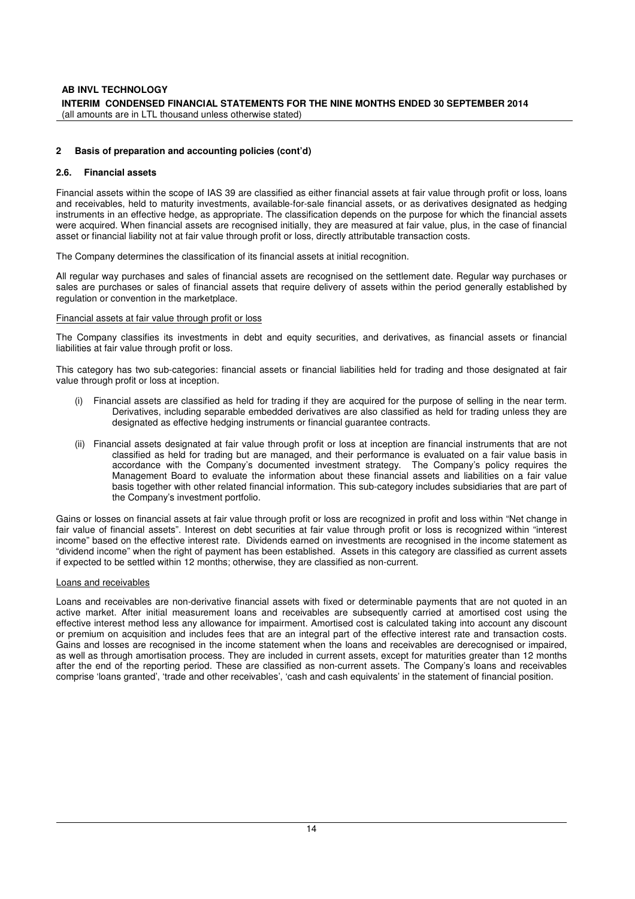## 2 Basis of preparation and accounting policies (cont'd)

### 2.6. Financial assets

Financial assets within the scope of IAS 39 are classified as either financial assets at fair value through profit or loss, loans and receivables, held to maturity investments, available-for-sale financial assets, or as derivatives designated as hedging instruments in an effective hedge, as appropriate. The classification depends on the purpose for which the financial assets were acquired. When financial assets are recognised initially, they are measured at fair value, plus, in the case of financial asset or financial liability not at fair value through profit or loss, directly attributable transaction costs.

The Company determines the classification of its financial assets at initial recognition.

All regular way purchases and sales of financial assets are recognised on the settlement date. Regular way purchases or sales are purchases or sales of financial assets that require delivery of assets within the period generally established by regulation or convention in the marketplace.

Financial assets at fair value through profit or loss

The Company classifies its investments in debt and equity securities, and derivatives, as financial assets or financial liabilities at fair value through profit or loss.

This category has two sub-categories: financial assets or financial liabilities held for trading and those designated at fair value through profit or loss at inception.

(i) Financial assets are classified as held for trading if they are acquired for the purpose of selling in the near term. Derivatives, including separable embedded derivatives are also classified as held for trading unless they are designated as effective hedging instruments or financial guarantee contracts.

(ii) Financial assets designated at fair value through profit or loss at inception are financial instruments that are not classified as held for trading but are managed, and their performance is evaluated on a fair value basis in accordance with the Company's documented investment strategy. The Company's policy requires the Management Board to evaluate the information about these financial assets and liabilities on a fair value basis together with other related financial information. This sub-category includes subsidiaries that are part of the Company's investment portfolio.

Gains or losses on financial assets at fair value through profit or loss are recognized in profit and loss within "Net change in fair value of financial assets". Interest on debt securities at fair value through profit or loss is recognized within "interest income" based on the effective interest rate. Dividends earned on investments are recognised in the income statement as "dividend income" when the right of payment has been established. Assets in this category are classified as current assets if expected to be settled within 12 months; otherwise, they are classified as non-current.

Loans and receivables

Loans and receivables are non-derivative financial assets with fixed or determinable payments that are not quoted in an active market. After initial measurement loans and receivables are subsequently carried at amortised cost using the effective interest method less any allowance for impairment. Amortised cost is calculated taking into account any discount or premium on acquisition and includes fees that are an integral part of the effective interest rate and transaction costs. Gains and losses are recognised in the income statement when the loans and receivables are derecognised or impaired, as well as through amortisation process. They are included in current assets, except for maturities greater than 12 months after the end of the reporting period. These are classified as non-current assets. The Company's loans and receivables comprise 'loans granted', 'trade and other receivables', 'cash and cash equivalents' in the statement of financial position.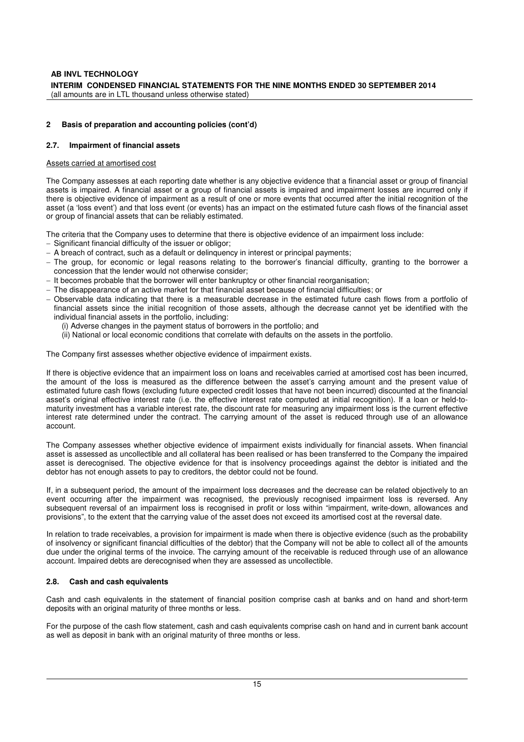## 2 Basis of preparation and accounting policies (cont'd)

### 2.7. Impairment of financial assets

Assets carried at amortised cost

The Company assesses at each reporting date whether is any objective evidence that a financial asset or group of financial assets is impaired. A financial asset or a group of financial assets is impaired and impairment losses are incurred only if there is objective evidence of impairment as a result of one or more events that occurred after the initial recognition of the asset (a 'loss event') and that loss event (or events) has an impact on the estimated future cash flows of the financial asset or group of financial assets that can be reliably estimated.

The criteria that the Company uses to determine that there is objective evidence of an impairment loss include:

- Significant financial difficulty of the issuer or obligor;
- A breach of contract, such as a default or delinquency in interest or principal payments;
- The group, for economic or legal reasons relating to the borrower's financial difficulty, granting to the borrower a concession that the lender would not otherwise consider;
- It becomes probable that the borrower will enter bankruptcy or other financial reorganisation;
- The disappearance of an active market for that financial asset because of financial difficulties; or
- Observable data indicating that there is a measurable decrease in the estimated future cash flows from a portfolio of financial assets since the initial recognition of those assets, although the decrease cannot yet be identified with the individual financial assets in the portfolio, including:
  (i) Adverse changes in the payment status of borrowers in the portfolio; and
  (ii) National or local economic conditions that correlate with defaults on the assets in the portfolio.

The Company first assesses whether objective evidence of impairment exists.

If there is objective evidence that an impairment loss on loans and receivables carried at amortised cost has been incurred, the amount of the loss is measured as the difference between the asset's carrying amount and the present value of estimated future cash flows (excluding future expected credit losses that have not been incurred) discounted at the financial asset's original effective interest rate (i.e. the effective interest rate computed at initial recognition). If a loan or held-to-maturity investment has a variable interest rate, the discount rate for measuring any impairment loss is the current effective interest rate determined under the contract. The carrying amount of the asset is reduced through use of an allowance account.

The Company assesses whether objective evidence of impairment exists individually for financial assets. When financial asset is assessed as uncollectible and all collateral has been realised or has been transferred to the Company the impaired asset is derecognised. The objective evidence for that is insolvency proceedings against the debtor is initiated and the debtor has not enough assets to pay to creditors, the debtor could not be found.

If, in a subsequent period, the amount of the impairment loss decreases and the decrease can be related objectively to an event occurring after the impairment was recognised, the previously recognised impairment loss is reversed. Any subsequent reversal of an impairment loss is recognised in profit or loss within "impairment, write-down, allowances and provisions", to the extent that the carrying value of the asset does not exceed its amortised cost at the reversal date.

In relation to trade receivables, a provision for impairment is made when there is objective evidence (such as the probability of insolvency or significant financial difficulties of the debtor) that the Company will not be able to collect all of the amounts due under the original terms of the invoice. The carrying amount of the receivable is reduced through use of an allowance account. Impaired debts are derecognised when they are assessed as uncollectible.

### 2.8. Cash and cash equivalents

Cash and cash equivalents in the statement of financial position comprise cash at banks and on hand and short-term deposits with an original maturity of three months or less.

For the purpose of the cash flow statement, cash and cash equivalents comprise cash on hand and in current bank account as well as deposit in bank with an original maturity of three months or less.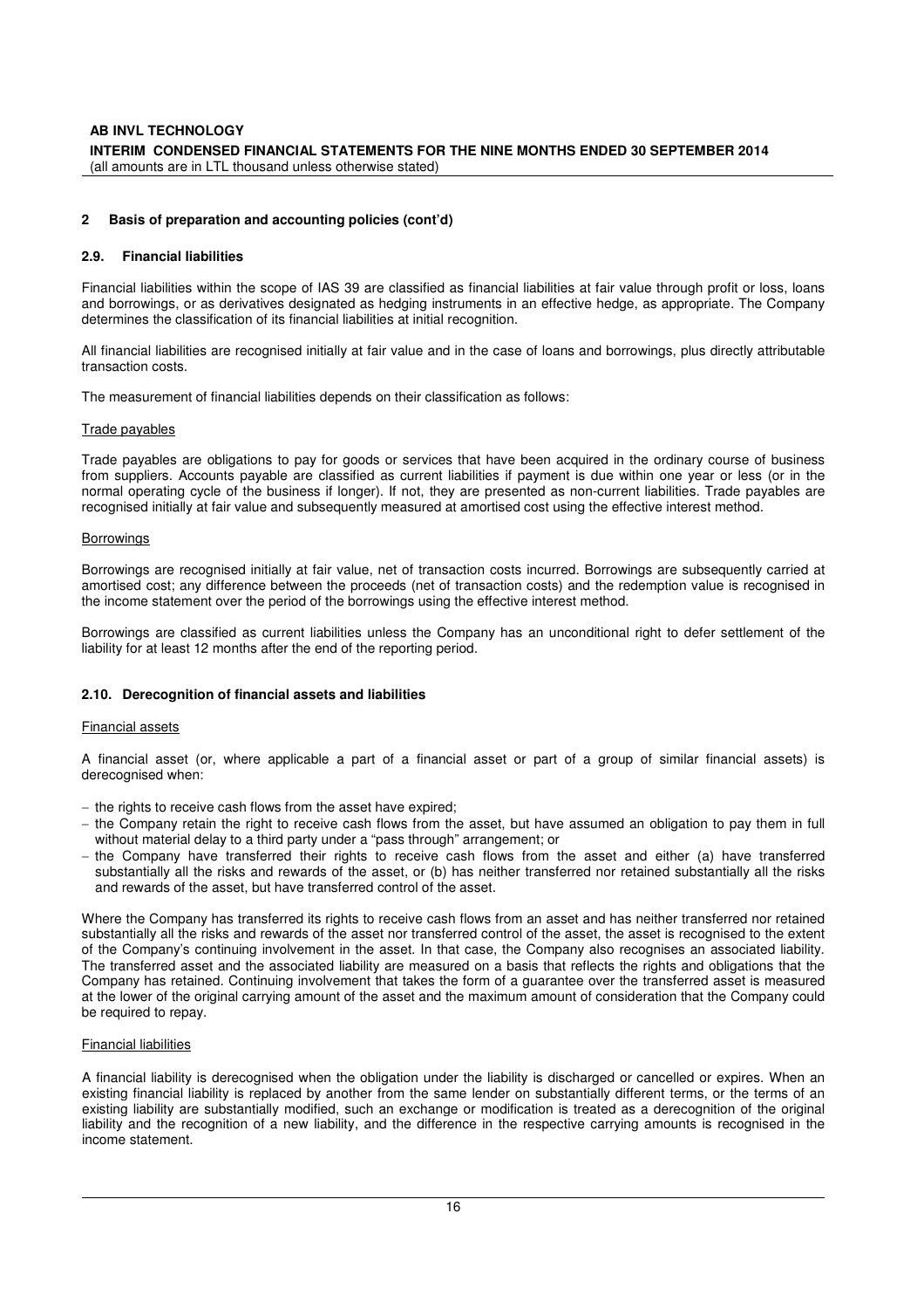## 2 Basis of preparation and accounting policies (cont'd)

### 2.9. Financial liabilities

Financial liabilities within the scope of IAS 39 are classified as financial liabilities at fair value through profit or loss, loans and borrowings, or as derivatives designated as hedging instruments in an effective hedge, as appropriate. The Company determines the classification of its financial liabilities at initial recognition.

All financial liabilities are recognised initially at fair value and in the case of loans and borrowings, plus directly attributable transaction costs.

The measurement of financial liabilities depends on their classification as follows:

Trade payables

Trade payables are obligations to pay for goods or services that have been acquired in the ordinary course of business from suppliers. Accounts payable are classified as current liabilities if payment is due within one year or less (or in the normal operating cycle of the business if longer). If not, they are presented as non-current liabilities. Trade payables are recognised initially at fair value and subsequently measured at amortised cost using the effective interest method.

Borrowings

Borrowings are recognised initially at fair value, net of transaction costs incurred. Borrowings are subsequently carried at amortised cost; any difference between the proceeds (net of transaction costs) and the redemption value is recognised in the income statement over the period of the borrowings using the effective interest method.

Borrowings are classified as current liabilities unless the Company has an unconditional right to defer settlement of the liability for at least 12 months after the end of the reporting period.

### 2.10. Derecognition of financial assets and liabilities

Financial assets

A financial asset (or, where applicable a part of a financial asset or part of a group of similar financial assets) is derecognised when:

- the rights to receive cash flows from the asset have expired;
- the Company retain the right to receive cash flows from the asset, but have assumed an obligation to pay them in full without material delay to a third party under a "pass through" arrangement; or
- the Company have transferred their rights to receive cash flows from the asset and either (a) have transferred substantially all the risks and rewards of the asset, or (b) has neither transferred nor retained substantially all the risks and rewards of the asset, but have transferred control of the asset.

Where the Company has transferred its rights to receive cash flows from an asset and has neither transferred nor retained substantially all the risks and rewards of the asset nor transferred control of the asset, the asset is recognised to the extent of the Company's continuing involvement in the asset. In that case, the Company also recognises an associated liability. The transferred asset and the associated liability are measured on a basis that reflects the rights and obligations that the Company has retained. Continuing involvement that takes the form of a guarantee over the transferred asset is measured at the lower of the original carrying amount of the asset and the maximum amount of consideration that the Company could be required to repay.

Financial liabilities

A financial liability is derecognised when the obligation under the liability is discharged or cancelled or expires. When an existing financial liability is replaced by another from the same lender on substantially different terms, or the terms of an existing liability are substantially modified, such an exchange or modification is treated as a derecognition of the original liability and the recognition of a new liability, and the difference in the respective carrying amounts is recognised in the income statement.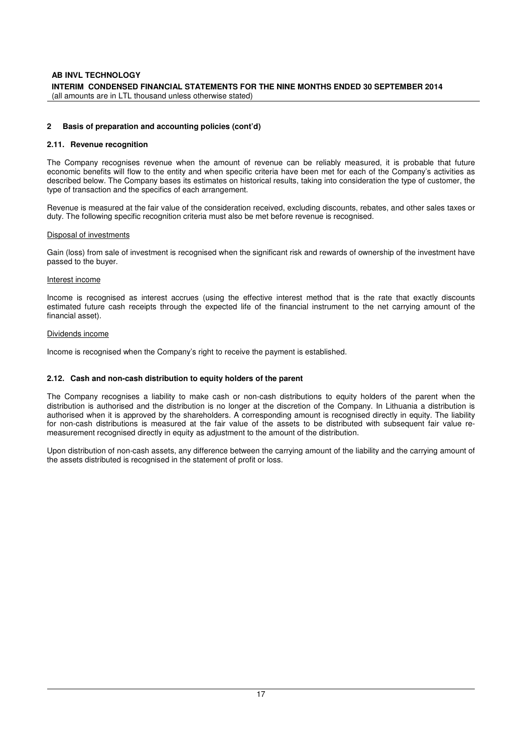## 2 Basis of preparation and accounting policies (cont'd)

### 2.11. Revenue recognition

The Company recognises revenue when the amount of revenue can be reliably measured, it is probable that future economic benefits will flow to the entity and when specific criteria have been met for each of the Company's activities as described below. The Company bases its estimates on historical results, taking into consideration the type of customer, the type of transaction and the specifics of each arrangement.

Revenue is measured at the fair value of the consideration received, excluding discounts, rebates, and other sales taxes or duty. The following specific recognition criteria must also be met before revenue is recognised.

Disposal of investments

Gain (loss) from sale of investment is recognised when the significant risk and rewards of ownership of the investment have passed to the buyer.

Interest income

Income is recognised as interest accrues (using the effective interest method that is the rate that exactly discounts estimated future cash receipts through the expected life of the financial instrument to the net carrying amount of the financial asset).

Dividends income

Income is recognised when the Company's right to receive the payment is established.

### 2.12. Cash and non-cash distribution to equity holders of the parent

The Company recognises a liability to make cash or non-cash distributions to equity holders of the parent when the distribution is authorised and the distribution is no longer at the discretion of the Company. In Lithuania a distribution is authorised when it is approved by the shareholders. A corresponding amount is recognised directly in equity. The liability for non-cash distributions is measured at the fair value of the assets to be distributed with subsequent fair value re-measurement recognised directly in equity as adjustment to the amount of the distribution.

Upon distribution of non-cash assets, any difference between the carrying amount of the liability and the carrying amount of the assets distributed is recognised in the statement of profit or loss.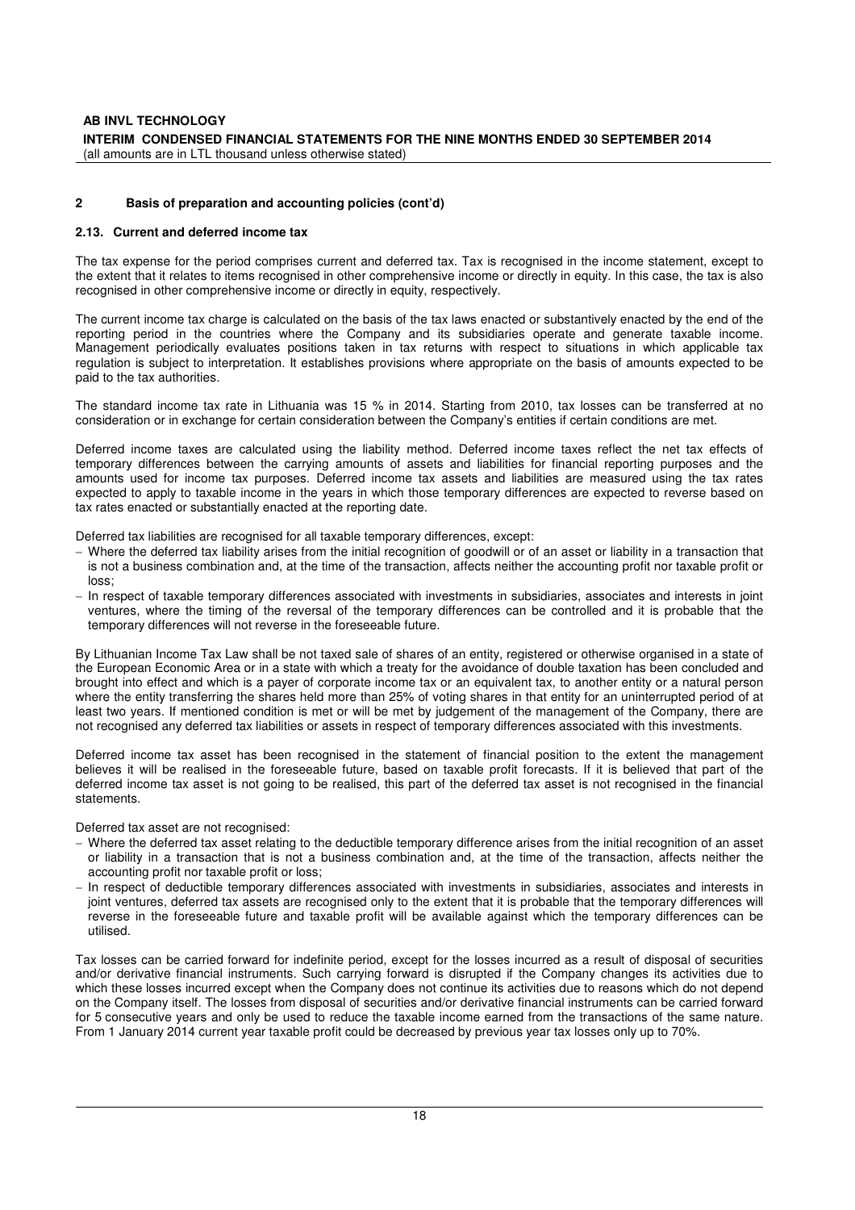## 2 Basis of preparation and accounting policies (cont'd)

### 2.13. Current and deferred income tax

The tax expense for the period comprises current and deferred tax. Tax is recognised in the income statement, except to the extent that it relates to items recognised in other comprehensive income or directly in equity. In this case, the tax is also recognised in other comprehensive income or directly in equity, respectively.

The current income tax charge is calculated on the basis of the tax laws enacted or substantively enacted by the end of the reporting period in the countries where the Company and its subsidiaries operate and generate taxable income. Management periodically evaluates positions taken in tax returns with respect to situations in which applicable tax regulation is subject to interpretation. It establishes provisions where appropriate on the basis of amounts expected to be paid to the tax authorities.

The standard income tax rate in Lithuania was 15 % in 2014. Starting from 2010, tax losses can be transferred at no consideration or in exchange for certain consideration between the Company's entities if certain conditions are met.

Deferred income taxes are calculated using the liability method. Deferred income taxes reflect the net tax effects of temporary differences between the carrying amounts of assets and liabilities for financial reporting purposes and the amounts used for income tax purposes. Deferred income tax assets and liabilities are measured using the tax rates expected to apply to taxable income in the years in which those temporary differences are expected to reverse based on tax rates enacted or substantially enacted at the reporting date.

Deferred tax liabilities are recognised for all taxable temporary differences, except:

- Where the deferred tax liability arises from the initial recognition of goodwill or of an asset or liability in a transaction that is not a business combination and, at the time of the transaction, affects neither the accounting profit nor taxable profit or loss;
- In respect of taxable temporary differences associated with investments in subsidiaries, associates and interests in joint ventures, where the timing of the reversal of the temporary differences can be controlled and it is probable that the temporary differences will not reverse in the foreseeable future.

By Lithuanian Income Tax Law shall be not taxed sale of shares of an entity, registered or otherwise organised in a state of the European Economic Area or in a state with which a treaty for the avoidance of double taxation has been concluded and brought into effect and which is a payer of corporate income tax or an equivalent tax, to another entity or a natural person where the entity transferring the shares held more than 25% of voting shares in that entity for an uninterrupted period of at least two years. If mentioned condition is met or will be met by judgement of the management of the Company, there are not recognised any deferred tax liabilities or assets in respect of temporary differences associated with this investments.

Deferred income tax asset has been recognised in the statement of financial position to the extent the management believes it will be realised in the foreseeable future, based on taxable profit forecasts. If it is believed that part of the deferred income tax asset is not going to be realised, this part of the deferred tax asset is not recognised in the financial statements.

Deferred tax asset are not recognised:

- Where the deferred tax asset relating to the deductible temporary difference arises from the initial recognition of an asset or liability in a transaction that is not a business combination and, at the time of the transaction, affects neither the accounting profit nor taxable profit or loss;
- In respect of deductible temporary differences associated with investments in subsidiaries, associates and interests in joint ventures, deferred tax assets are recognised only to the extent that it is probable that the temporary differences will reverse in the foreseeable future and taxable profit will be available against which the temporary differences can be utilised.

Tax losses can be carried forward for indefinite period, except for the losses incurred as a result of disposal of securities and/or derivative financial instruments. Such carrying forward is disrupted if the Company changes its activities due to which these losses incurred except when the Company does not continue its activities due to reasons which do not depend on the Company itself. The losses from disposal of securities and/or derivative financial instruments can be carried forward for 5 consecutive years and only be used to reduce the taxable income earned from the transactions of the same nature. From 1 January 2014 current year taxable profit could be decreased by previous year tax losses only up to 70%.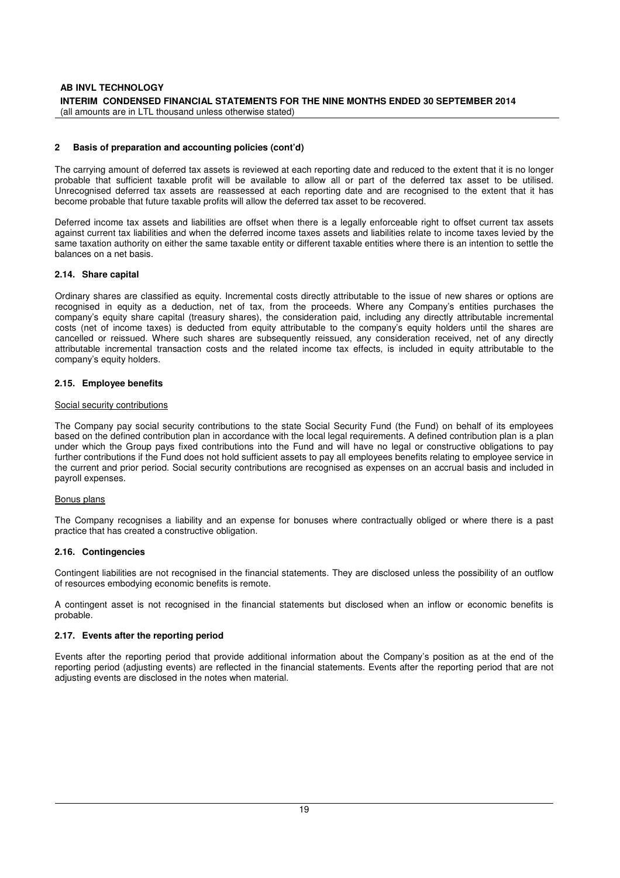## 2 Basis of preparation and accounting policies (cont'd)

The carrying amount of deferred tax assets is reviewed at each reporting date and reduced to the extent that it is no longer probable that sufficient taxable profit will be available to allow all or part of the deferred tax asset to be utilised. Unrecognised deferred tax assets are reassessed at each reporting date and are recognised to the extent that it has become probable that future taxable profits will allow the deferred tax asset to be recovered.

Deferred income tax assets and liabilities are offset when there is a legally enforceable right to offset current tax assets against current tax liabilities and when the deferred income taxes assets and liabilities relate to income taxes levied by the same taxation authority on either the same taxable entity or different taxable entities where there is an intention to settle the balances on a net basis.

### 2.14. Share capital

Ordinary shares are classified as equity. Incremental costs directly attributable to the issue of new shares or options are recognised in equity as a deduction, net of tax, from the proceeds. Where any Company's entities purchases the company's equity share capital (treasury shares), the consideration paid, including any directly attributable incremental costs (net of income taxes) is deducted from equity attributable to the company's equity holders until the shares are cancelled or reissued. Where such shares are subsequently reissued, any consideration received, net of any directly attributable incremental transaction costs and the related income tax effects, is included in equity attributable to the company's equity holders.

### 2.15. Employee benefits

Social security contributions

The Company pay social security contributions to the state Social Security Fund (the Fund) on behalf of its employees based on the defined contribution plan in accordance with the local legal requirements. A defined contribution plan is a plan under which the Group pays fixed contributions into the Fund and will have no legal or constructive obligations to pay further contributions if the Fund does not hold sufficient assets to pay all employees benefits relating to employee service in the current and prior period. Social security contributions are recognised as expenses on an accrual basis and included in payroll expenses.

Bonus plans

The Company recognises a liability and an expense for bonuses where contractually obliged or where there is a past practice that has created a constructive obligation.

### 2.16. Contingencies

Contingent liabilities are not recognised in the financial statements. They are disclosed unless the possibility of an outflow of resources embodying economic benefits is remote.

A contingent asset is not recognised in the financial statements but disclosed when an inflow or economic benefits is probable.

### 2.17. Events after the reporting period

Events after the reporting period that provide additional information about the Company's position as at the end of the reporting period (adjusting events) are reflected in the financial statements. Events after the reporting period that are not adjusting events are disclosed in the notes when material.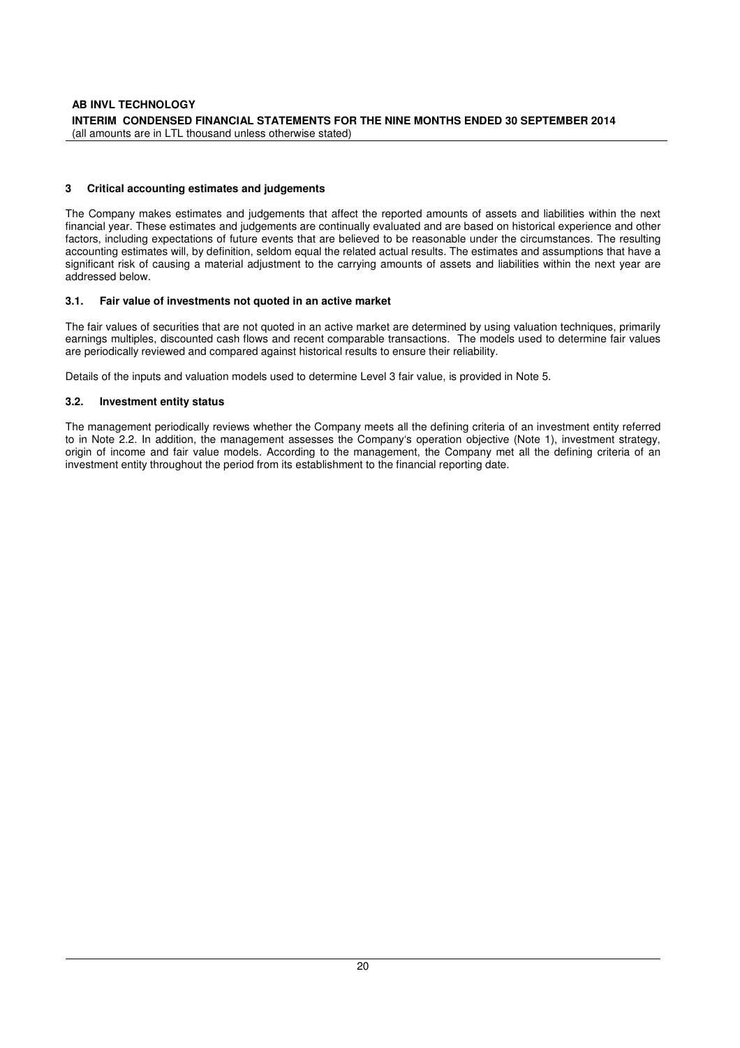## 3 Critical accounting estimates and judgements

The Company makes estimates and judgements that affect the reported amounts of assets and liabilities within the next financial year. These estimates and judgements are continually evaluated and are based on historical experience and other factors, including expectations of future events that are believed to be reasonable under the circumstances. The resulting accounting estimates will, by definition, seldom equal the related actual results. The estimates and assumptions that have a significant risk of causing a material adjustment to the carrying amounts of assets and liabilities within the next year are addressed below.

### 3.1. Fair value of investments not quoted in an active market

The fair values of securities that are not quoted in an active market are determined by using valuation techniques, primarily earnings multiples, discounted cash flows and recent comparable transactions. The models used to determine fair values are periodically reviewed and compared against historical results to ensure their reliability.

Details of the inputs and valuation models used to determine Level 3 fair value, is provided in Note 5.

### 3.2. Investment entity status

The management periodically reviews whether the Company meets all the defining criteria of an investment entity referred to in Note 2.2. In addition, the management assesses the Company's operation objective (Note 1), investment strategy, origin of income and fair value models. According to the management, the Company met all the defining criteria of an investment entity throughout the period from its establishment to the financial reporting date.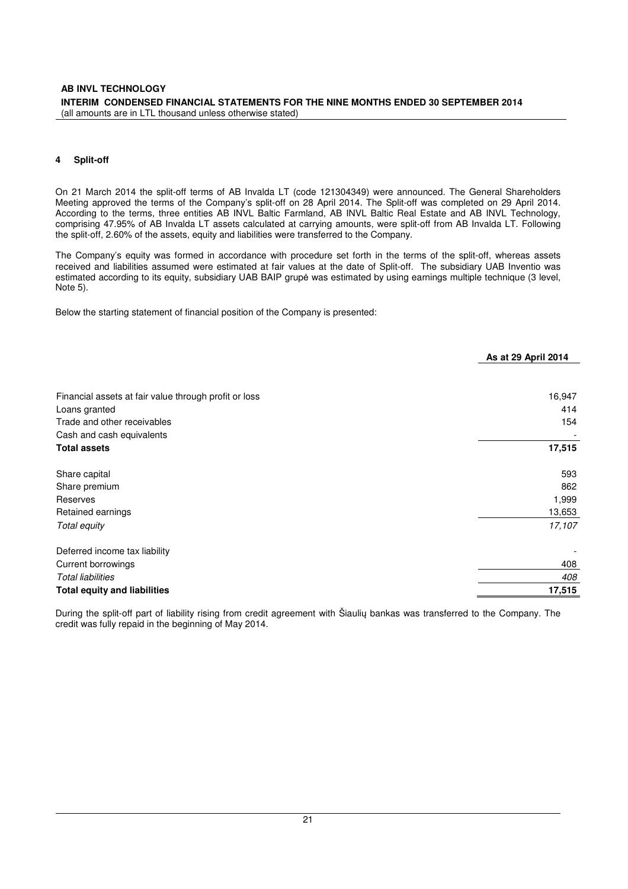## 4 Split-off

On 21 March 2014 the split-off terms of AB Invalda LT (code 121304349) were announced. The General Shareholders Meeting approved the terms of the Company's split-off on 28 April 2014. The Split-off was completed on 29 April 2014. According to the terms, three entities AB INVL Baltic Farmland, AB INVL Baltic Real Estate and AB INVL Technology, comprising 47.95% of AB Invalda LT assets calculated at carrying amounts, were split-off from AB Invalda LT. Following the split-off, 2.60% of the assets, equity and liabilities were transferred to the Company.

The Company's equity was formed in accordance with procedure set forth in the terms of the split-off, whereas assets received and liabilities assumed were estimated at fair values at the date of Split-off. The subsidiary UAB Inventio was estimated according to its equity, subsidiary UAB BAIP grupė was estimated by using earnings multiple technique (3 level, Note 5).

Below the starting statement of financial position of the Company is presented:

| | **As at 29 April 2014** |
|---|---|
| Financial assets at fair value through profit or loss | 16,947 |
| Loans granted | 414 |
| Trade and other receivables | 154 |
| Cash and cash equivalents | - |
| **Total assets** | **17,515** |
| Share capital | 593 |
| Share premium | 862 |
| Reserves | 1,999 |
| Retained earnings | 13,653 |
| *Total equity* | *17,107* |
| Deferred income tax liability | - |
| Current borrowings | 408 |
| *Total liabilities* | *408* |
| **Total equity and liabilities** | **17,515** |

During the split-off part of liability rising from credit agreement with Šiaulių bankas was transferred to the Company. The credit was fully repaid in the beginning of May 2014.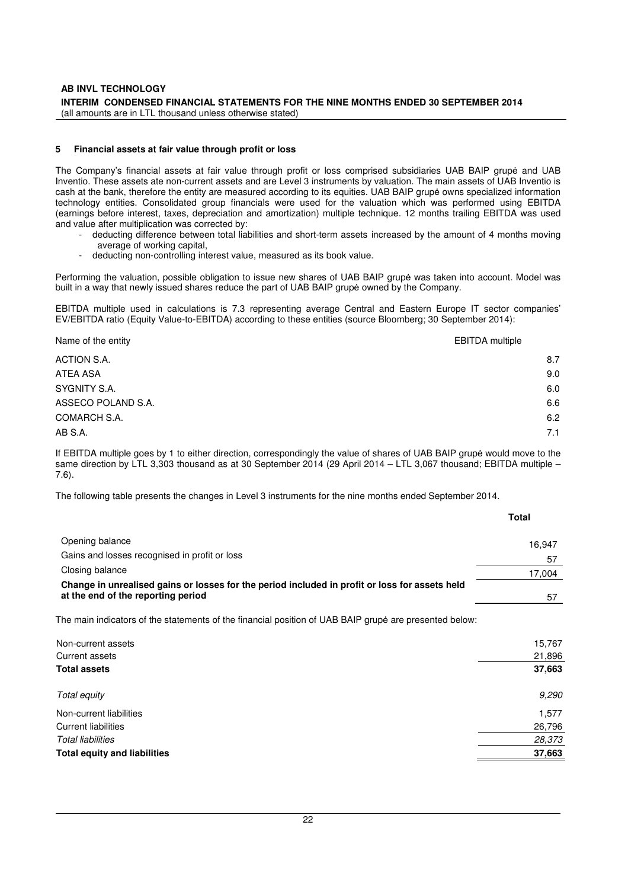## 5 Financial assets at fair value through profit or loss

The Company's financial assets at fair value through profit or loss comprised subsidiaries UAB BAIP grupė and UAB Inventio. These assets ate non-current assets and are Level 3 instruments by valuation. The main assets of UAB Inventio is cash at the bank, therefore the entity are measured according to its equities. UAB BAIP grupė owns specialized information technology entities. Consolidated group financials were used for the valuation which was performed using EBITDA (earnings before interest, taxes, depreciation and amortization) multiple technique. 12 months trailing EBITDA was used and value after multiplication was corrected by:

- deducting difference between total liabilities and short-term assets increased by the amount of 4 months moving average of working capital,
- deducting non-controlling interest value, measured as its book value.

Performing the valuation, possible obligation to issue new shares of UAB BAIP grupė was taken into account. Model was built in a way that newly issued shares reduce the part of UAB BAIP grupė owned by the Company.

EBITDA multiple used in calculations is 7.3 representing average Central and Eastern Europe IT sector companies' EV/EBITDA ratio (Equity Value-to-EBITDA) according to these entities (source Bloomberg; 30 September 2014):

| Name of the entity | EBITDA multiple |
|---|---|
| ACTION S.A. | 8.7 |
| ATEA ASA | 9.0 |
| SYGNITY S.A. | 6.0 |
| ASSECO POLAND S.A. | 6.6 |
| COMARCH S.A. | 6.2 |
| AB S.A. | 7.1 |

If EBITDA multiple goes by 1 to either direction, correspondingly the value of shares of UAB BAIP grupė would move to the same direction by LTL 3,303 thousand as at 30 September 2014 (29 April 2014 – LTL 3,067 thousand; EBITDA multiple – 7.6).

The following table presents the changes in Level 3 instruments for the nine months ended September 2014.

| | **Total** |
|---|---|
| Opening balance | 16,947 |
| Gains and losses recognised in profit or loss | 57 |
| Closing balance | 17,004 |
| **Change in unrealised gains or losses for the period included in profit or loss for assets held at the end of the reporting period** | 57 |

The main indicators of the statements of the financial position of UAB BAIP grupė are presented below:

| | |
|---|---|
| Non-current assets | 15,767 |
| Current assets | 21,896 |
| **Total assets** | **37,663** |
| *Total equity* | *9,290* |
| Non-current liabilities | 1,577 |
| Current liabilities | 26,796 |
| *Total liabilities* | *28,373* |
| **Total equity and liabilities** | **37,663** |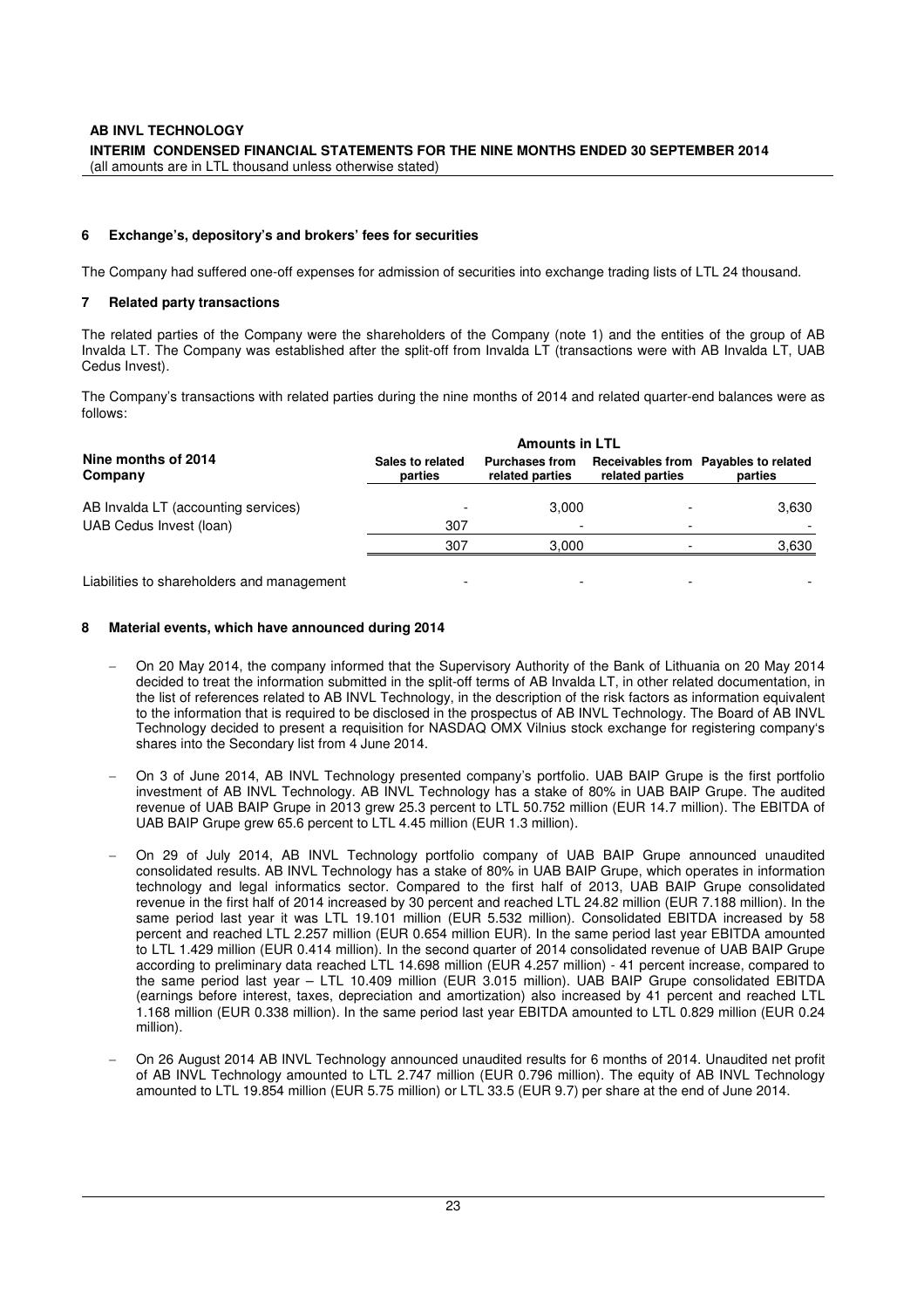## 6 Exchange's, depository's and brokers' fees for securities

The Company had suffered one-off expenses for admission of securities into exchange trading lists of LTL 24 thousand.

## 7 Related party transactions

The related parties of the Company were the shareholders of the Company (note 1) and the entities of the group of AB Invalda LT. The Company was established after the split-off from Invalda LT (transactions were with AB Invalda LT, UAB Cedus Invest).

The Company's transactions with related parties during the nine months of 2014 and related quarter-end balances were as follows:

| | Amounts in LTL | | | |
|---|---|---|---|---|
| **Nine months of 2014 Company** | **Sales to related parties** | **Purchases from related parties** | **Receivables from related parties** | **Payables to related parties** |
| AB Invalda LT (accounting services) | - | 3,000 | - | 3,630 |
| UAB Cedus Invest (loan) | 307 | - | - | - |
| | 307 | 3,000 | - | 3,630 |
| Liabilities to shareholders and management | - | - | - | - |

## 8 Material events, which have announced during 2014

- On 20 May 2014, the company informed that the Supervisory Authority of the Bank of Lithuania on 20 May 2014 decided to treat the information submitted in the split-off terms of AB Invalda LT, in other related documentation, in the list of references related to AB INVL Technology, in the description of the risk factors as information equivalent to the information that is required to be disclosed in the prospectus of AB INVL Technology. The Board of AB INVL Technology decided to present a requisition for NASDAQ OMX Vilnius stock exchange for registering company's shares into the Secondary list from 4 June 2014.
- On 3 of June 2014, AB INVL Technology presented company's portfolio. UAB BAIP Grupe is the first portfolio investment of AB INVL Technology. AB INVL Technology has a stake of 80% in UAB BAIP Grupe. The audited revenue of UAB BAIP Grupe in 2013 grew 25.3 percent to LTL 50.752 million (EUR 14.7 million). The EBITDA of UAB BAIP Grupe grew 65.6 percent to LTL 4.45 million (EUR 1.3 million).
- On 29 of July 2014, AB INVL Technology portfolio company of UAB BAIP Grupe announced unaudited consolidated results. AB INVL Technology has a stake of 80% in UAB BAIP Grupe, which operates in information technology and legal informatics sector. Compared to the first half of 2013, UAB BAIP Grupe consolidated revenue in the first half of 2014 increased by 30 percent and reached LTL 24.82 million (EUR 7.188 million). In the same period last year it was LTL 19.101 million (EUR 5.532 million). Consolidated EBITDA increased by 58 percent and reached LTL 2.257 million (EUR 0.654 million EUR). In the same period last year EBITDA amounted to LTL 1.429 million (EUR 0.414 million). In the second quarter of 2014 consolidated revenue of UAB BAIP Grupe according to preliminary data reached LTL 14.698 million (EUR 4.257 million) - 41 percent increase, compared to the same period last year – LTL 10.409 million (EUR 3.015 million). UAB BAIP Grupe consolidated EBITDA (earnings before interest, taxes, depreciation and amortization) also increased by 41 percent and reached LTL 1.168 million (EUR 0.338 million). In the same period last year EBITDA amounted to LTL 0.829 million (EUR 0.24 million).
- On 26 August 2014 AB INVL Technology announced unaudited results for 6 months of 2014. Unaudited net profit of AB INVL Technology amounted to LTL 2.747 million (EUR 0.796 million). The equity of AB INVL Technology amounted to LTL 19.854 million (EUR 5.75 million) or LTL 33.5 (EUR 9.7) per share at the end of June 2014.